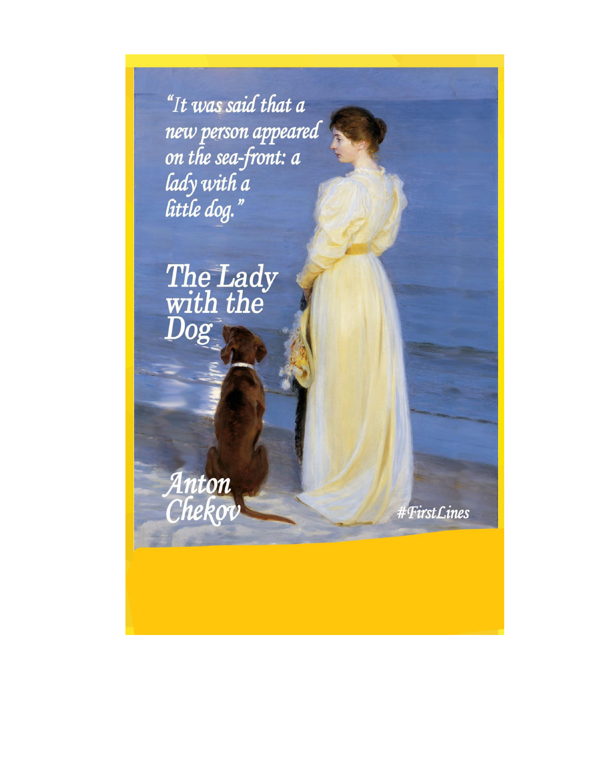*"It was said that a new person appeared on the sea-front: a lady with a little dog."*

# The Lady with the Dog

*Anton Chekov*

*#FirstLines*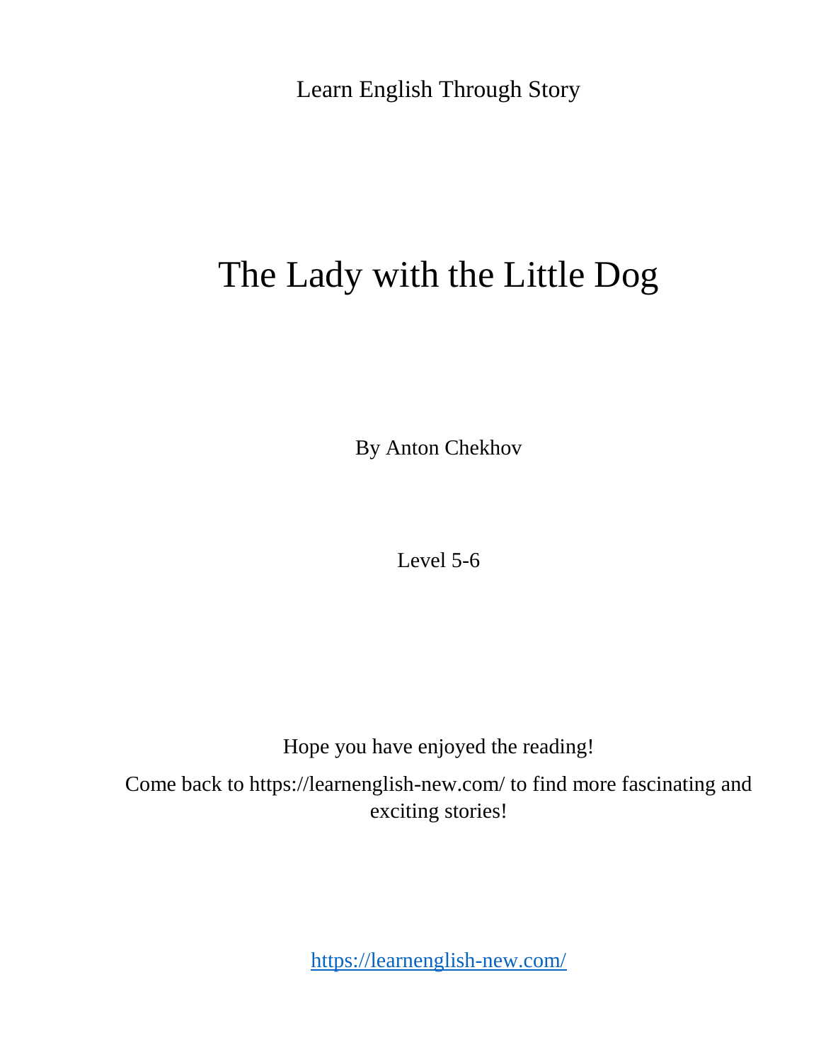Learn English Through Story

# The Lady with the Little Dog

By Anton Chekhov

Level 5-6

Hope you have enjoyed the reading!

Come back to https://learnenglish-new.com/ to find more fascinating and exciting stories!

https://learnenglish-new.com/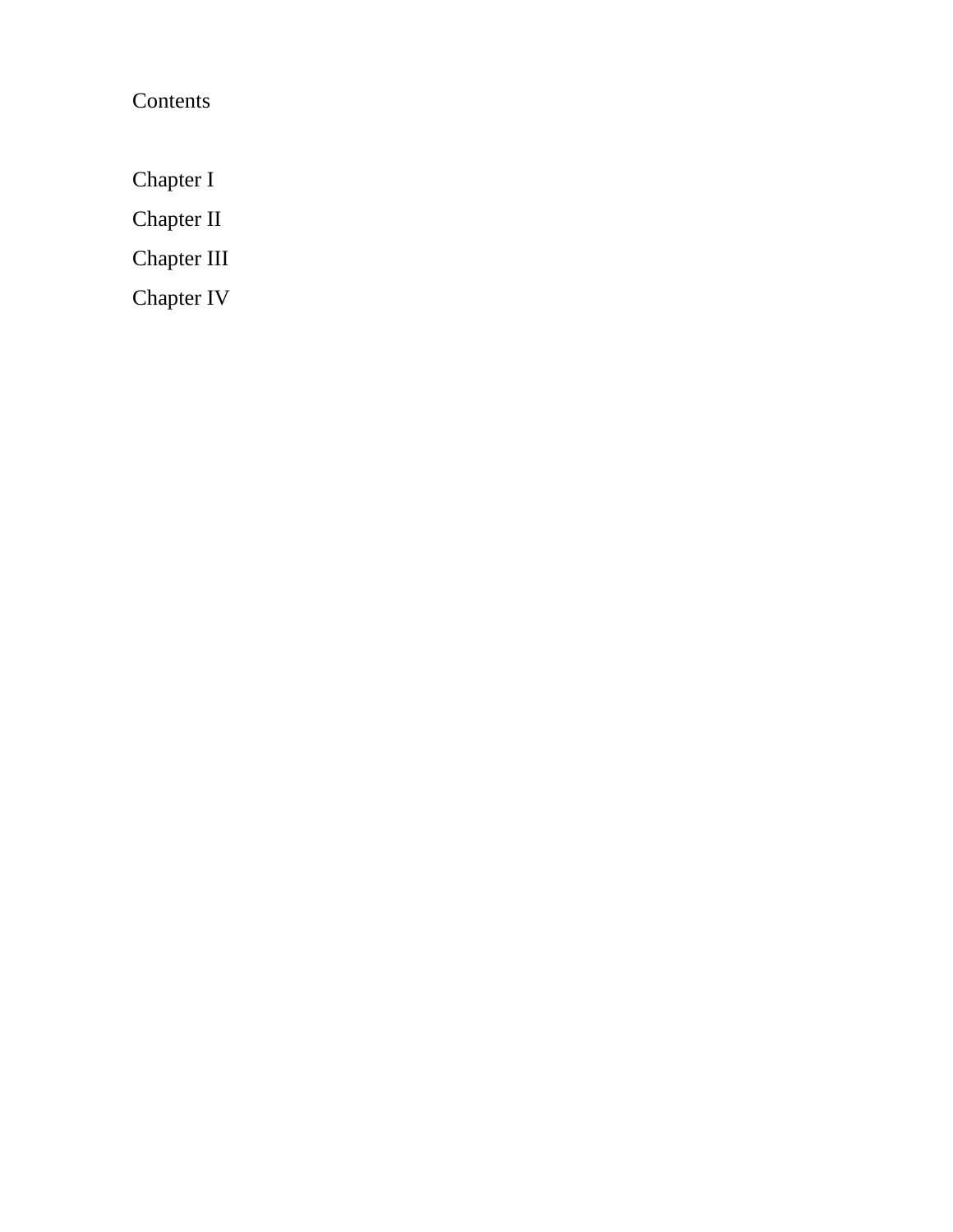# Contents

Chapter I

Chapter II

Chapter III

Chapter IV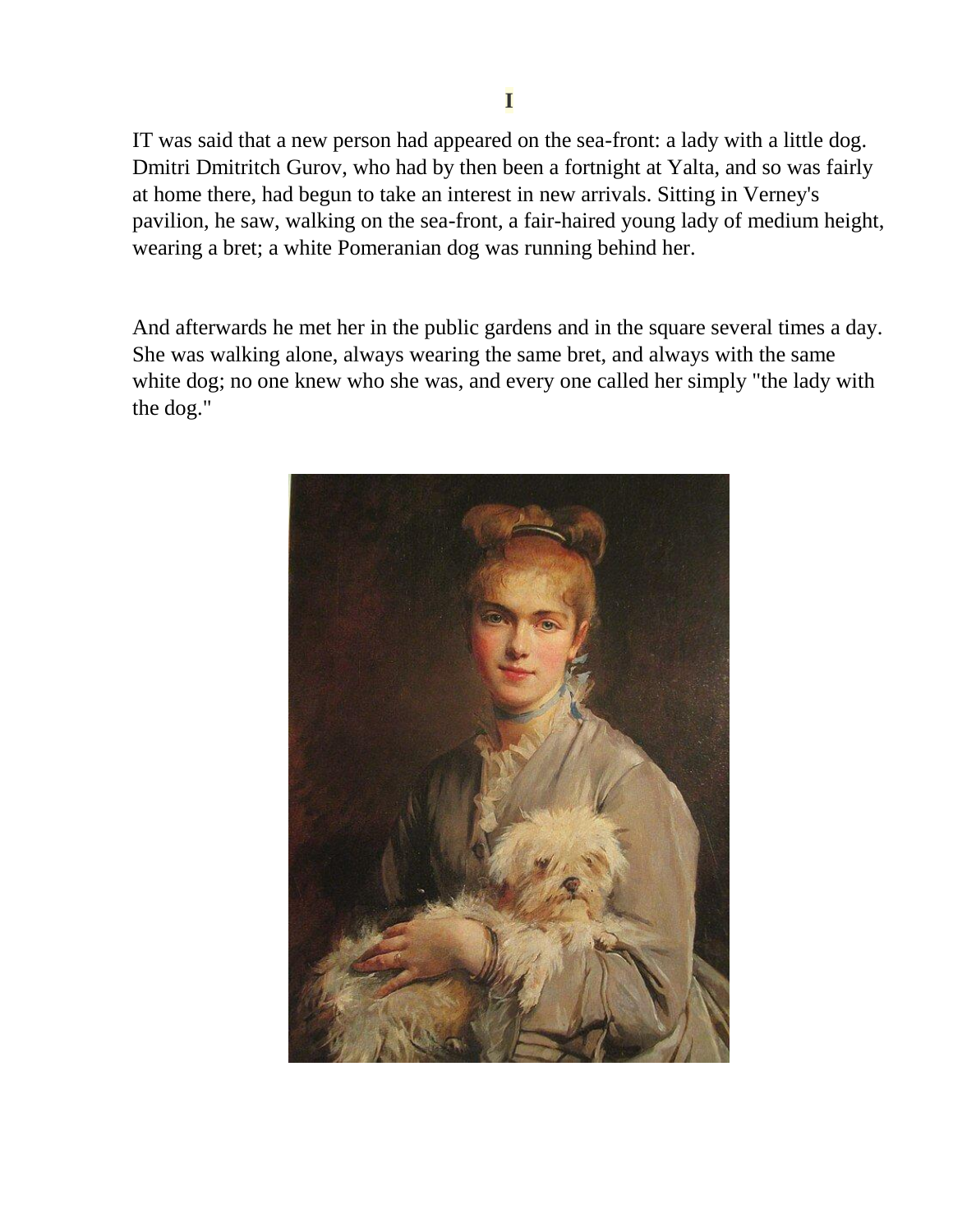# I

IT was said that a new person had appeared on the sea-front: a lady with a little dog. Dmitri Dmitritch Gurov, who had by then been a fortnight at Yalta, and so was fairly at home there, had begun to take an interest in new arrivals. Sitting in Verney's pavilion, he saw, walking on the sea-front, a fair-haired young lady of medium height, wearing a bret; a white Pomeranian dog was running behind her.

And afterwards he met her in the public gardens and in the square several times a day. She was walking alone, always wearing the same bret, and always with the same white dog; no one knew who she was, and every one called her simply "the lady with the dog."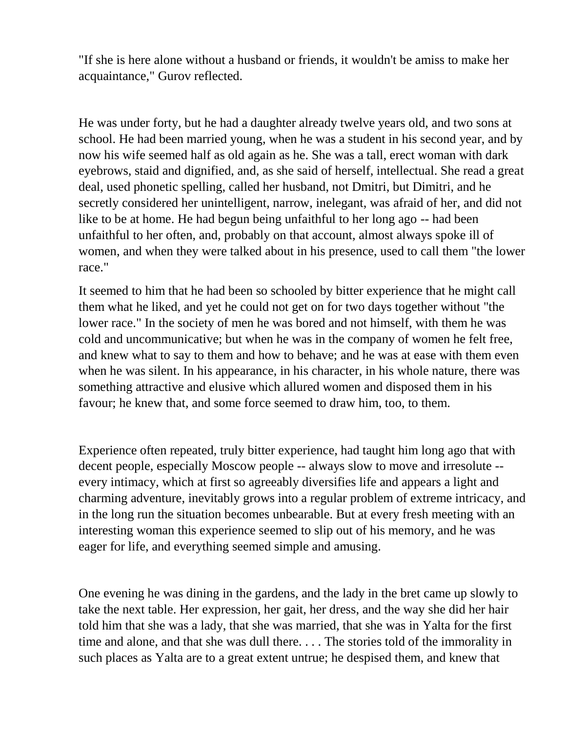"If she is here alone without a husband or friends, it wouldn't be amiss to make her acquaintance," Gurov reflected.

He was under forty, but he had a daughter already twelve years old, and two sons at school. He had been married young, when he was a student in his second year, and by now his wife seemed half as old again as he. She was a tall, erect woman with dark eyebrows, staid and dignified, and, as she said of herself, intellectual. She read a great deal, used phonetic spelling, called her husband, not Dmitri, but Dimitri, and he secretly considered her unintelligent, narrow, inelegant, was afraid of her, and did not like to be at home. He had begun being unfaithful to her long ago -- had been unfaithful to her often, and, probably on that account, almost always spoke ill of women, and when they were talked about in his presence, used to call them "the lower race."

It seemed to him that he had been so schooled by bitter experience that he might call them what he liked, and yet he could not get on for two days together without "the lower race." In the society of men he was bored and not himself, with them he was cold and uncommunicative; but when he was in the company of women he felt free, and knew what to say to them and how to behave; and he was at ease with them even when he was silent. In his appearance, in his character, in his whole nature, there was something attractive and elusive which allured women and disposed them in his favour; he knew that, and some force seemed to draw him, too, to them.

Experience often repeated, truly bitter experience, had taught him long ago that with decent people, especially Moscow people -- always slow to move and irresolute -- every intimacy, which at first so agreeably diversifies life and appears a light and charming adventure, inevitably grows into a regular problem of extreme intricacy, and in the long run the situation becomes unbearable. But at every fresh meeting with an interesting woman this experience seemed to slip out of his memory, and he was eager for life, and everything seemed simple and amusing.

One evening he was dining in the gardens, and the lady in the bret came up slowly to take the next table. Her expression, her gait, her dress, and the way she did her hair told him that she was a lady, that she was married, that she was in Yalta for the first time and alone, and that she was dull there. . . . The stories told of the immorality in such places as Yalta are to a great extent untrue; he despised them, and knew that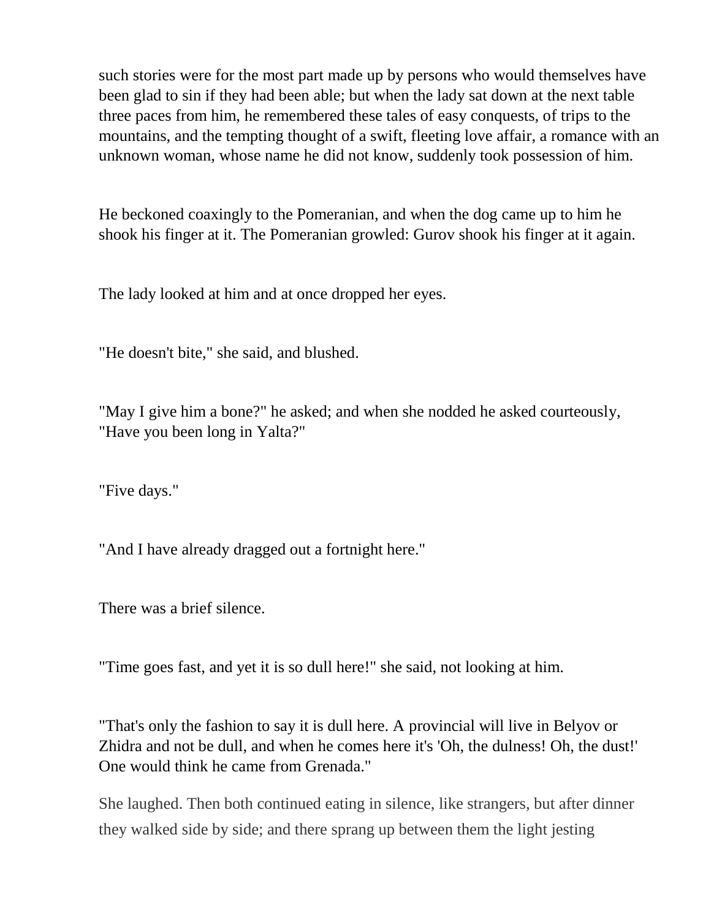such stories were for the most part made up by persons who would themselves have been glad to sin if they had been able; but when the lady sat down at the next table three paces from him, he remembered these tales of easy conquests, of trips to the mountains, and the tempting thought of a swift, fleeting love affair, a romance with an unknown woman, whose name he did not know, suddenly took possession of him.

He beckoned coaxingly to the Pomeranian, and when the dog came up to him he shook his finger at it. The Pomeranian growled: Gurov shook his finger at it again.

The lady looked at him and at once dropped her eyes.

"He doesn't bite," she said, and blushed.

"May I give him a bone?" he asked; and when she nodded he asked courteously, "Have you been long in Yalta?"

"Five days."

"And I have already dragged out a fortnight here."

There was a brief silence.

"Time goes fast, and yet it is so dull here!" she said, not looking at him.

"That's only the fashion to say it is dull here. A provincial will live in Belyov or Zhidra and not be dull, and when he comes here it's 'Oh, the dulness! Oh, the dust!' One would think he came from Grenada."

She laughed. Then both continued eating in silence, like strangers, but after dinner they walked side by side; and there sprang up between them the light jesting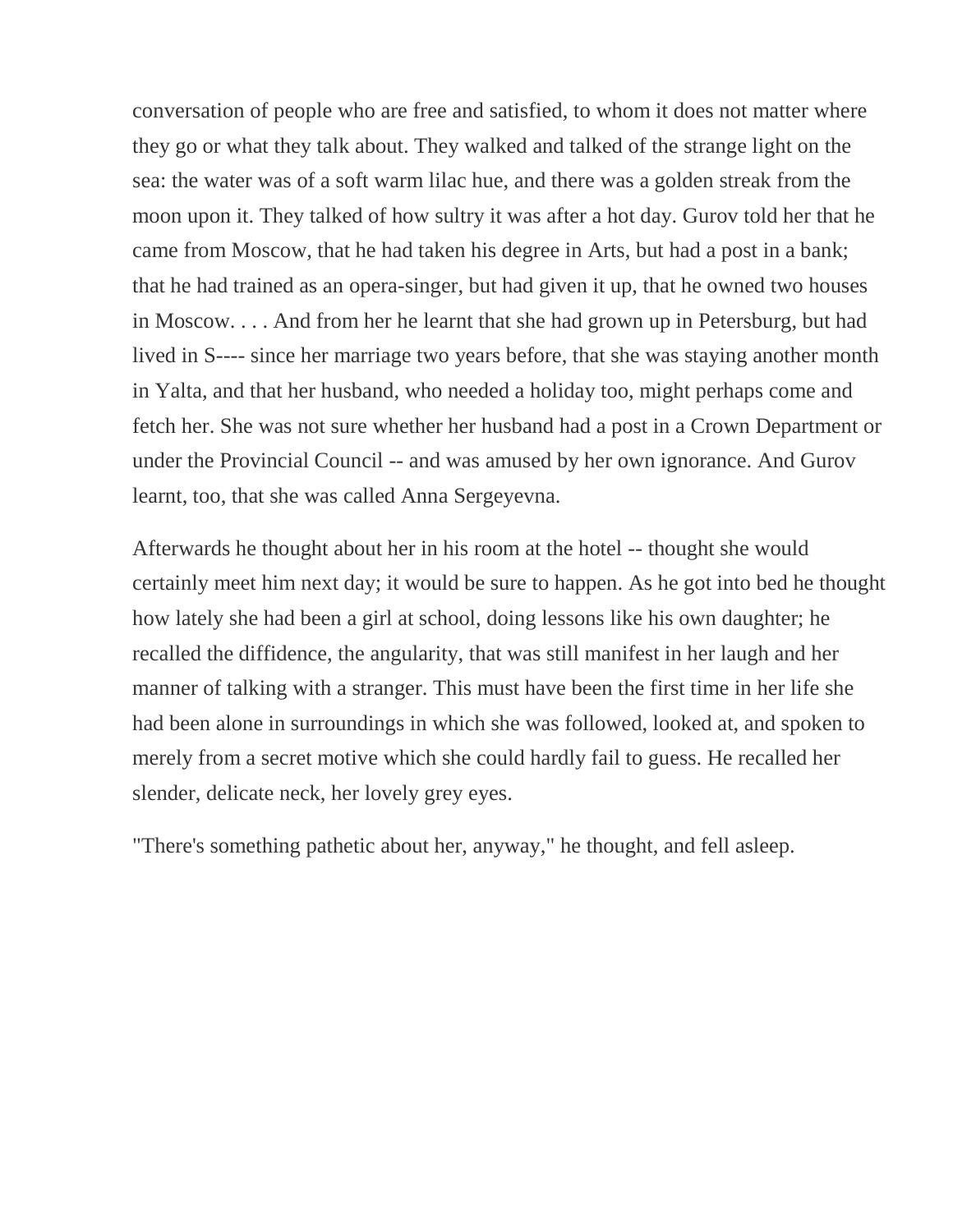conversation of people who are free and satisfied, to whom it does not matter where they go or what they talk about. They walked and talked of the strange light on the sea: the water was of a soft warm lilac hue, and there was a golden streak from the moon upon it. They talked of how sultry it was after a hot day. Gurov told her that he came from Moscow, that he had taken his degree in Arts, but had a post in a bank; that he had trained as an opera-singer, but had given it up, that he owned two houses in Moscow. . . . And from her he learnt that she had grown up in Petersburg, but had lived in S---- since her marriage two years before, that she was staying another month in Yalta, and that her husband, who needed a holiday too, might perhaps come and fetch her. She was not sure whether her husband had a post in a Crown Department or under the Provincial Council -- and was amused by her own ignorance. And Gurov learnt, too, that she was called Anna Sergeyevna.

Afterwards he thought about her in his room at the hotel -- thought she would certainly meet him next day; it would be sure to happen. As he got into bed he thought how lately she had been a girl at school, doing lessons like his own daughter; he recalled the diffidence, the angularity, that was still manifest in her laugh and her manner of talking with a stranger. This must have been the first time in her life she had been alone in surroundings in which she was followed, looked at, and spoken to merely from a secret motive which she could hardly fail to guess. He recalled her slender, delicate neck, her lovely grey eyes.

"There's something pathetic about her, anyway," he thought, and fell asleep.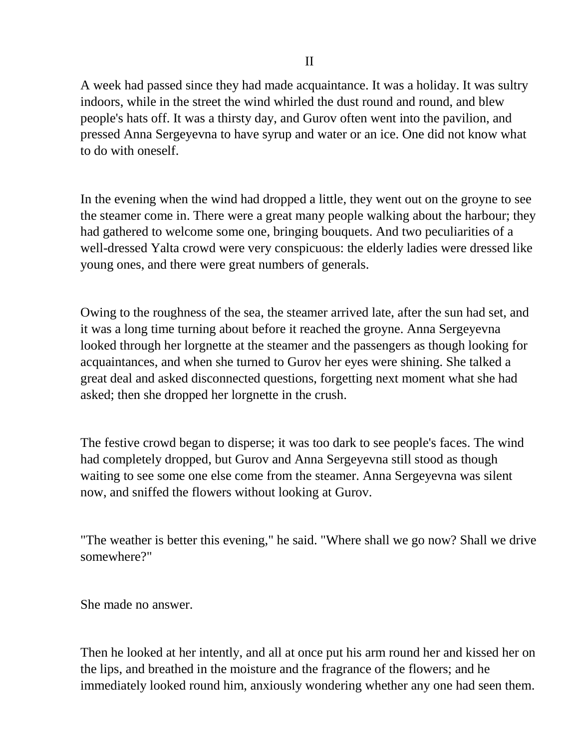## II

A week had passed since they had made acquaintance. It was a holiday. It was sultry indoors, while in the street the wind whirled the dust round and round, and blew people's hats off. It was a thirsty day, and Gurov often went into the pavilion, and pressed Anna Sergeyevna to have syrup and water or an ice. One did not know what to do with oneself.

In the evening when the wind had dropped a little, they went out on the groyne to see the steamer come in. There were a great many people walking about the harbour; they had gathered to welcome some one, bringing bouquets. And two peculiarities of a well-dressed Yalta crowd were very conspicuous: the elderly ladies were dressed like young ones, and there were great numbers of generals.

Owing to the roughness of the sea, the steamer arrived late, after the sun had set, and it was a long time turning about before it reached the groyne. Anna Sergeyevna looked through her lorgnette at the steamer and the passengers as though looking for acquaintances, and when she turned to Gurov her eyes were shining. She talked a great deal and asked disconnected questions, forgetting next moment what she had asked; then she dropped her lorgnette in the crush.

The festive crowd began to disperse; it was too dark to see people's faces. The wind had completely dropped, but Gurov and Anna Sergeyevna still stood as though waiting to see some one else come from the steamer. Anna Sergeyevna was silent now, and sniffed the flowers without looking at Gurov.

"The weather is better this evening," he said. "Where shall we go now? Shall we drive somewhere?"

She made no answer.

Then he looked at her intently, and all at once put his arm round her and kissed her on the lips, and breathed in the moisture and the fragrance of the flowers; and he immediately looked round him, anxiously wondering whether any one had seen them.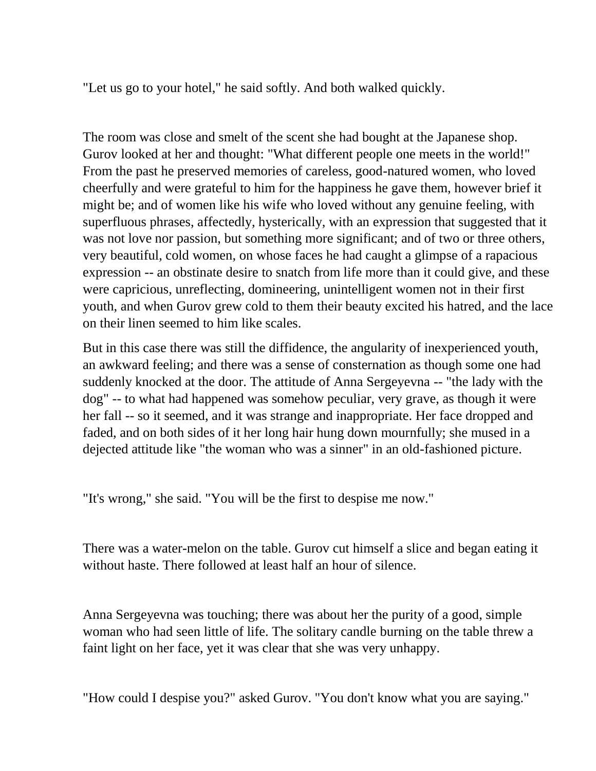"Let us go to your hotel," he said softly. And both walked quickly.

The room was close and smelt of the scent she had bought at the Japanese shop. Gurov looked at her and thought: "What different people one meets in the world!" From the past he preserved memories of careless, good-natured women, who loved cheerfully and were grateful to him for the happiness he gave them, however brief it might be; and of women like his wife who loved without any genuine feeling, with superfluous phrases, affectedly, hysterically, with an expression that suggested that it was not love nor passion, but something more significant; and of two or three others, very beautiful, cold women, on whose faces he had caught a glimpse of a rapacious expression -- an obstinate desire to snatch from life more than it could give, and these were capricious, unreflecting, domineering, unintelligent women not in their first youth, and when Gurov grew cold to them their beauty excited his hatred, and the lace on their linen seemed to him like scales.

But in this case there was still the diffidence, the angularity of inexperienced youth, an awkward feeling; and there was a sense of consternation as though some one had suddenly knocked at the door. The attitude of Anna Sergeyevna -- "the lady with the dog" -- to what had happened was somehow peculiar, very grave, as though it were her fall -- so it seemed, and it was strange and inappropriate. Her face dropped and faded, and on both sides of it her long hair hung down mournfully; she mused in a dejected attitude like "the woman who was a sinner" in an old-fashioned picture.

"It's wrong," she said. "You will be the first to despise me now."

There was a water-melon on the table. Gurov cut himself a slice and began eating it without haste. There followed at least half an hour of silence.

Anna Sergeyevna was touching; there was about her the purity of a good, simple woman who had seen little of life. The solitary candle burning on the table threw a faint light on her face, yet it was clear that she was very unhappy.

"How could I despise you?" asked Gurov. "You don't know what you are saying."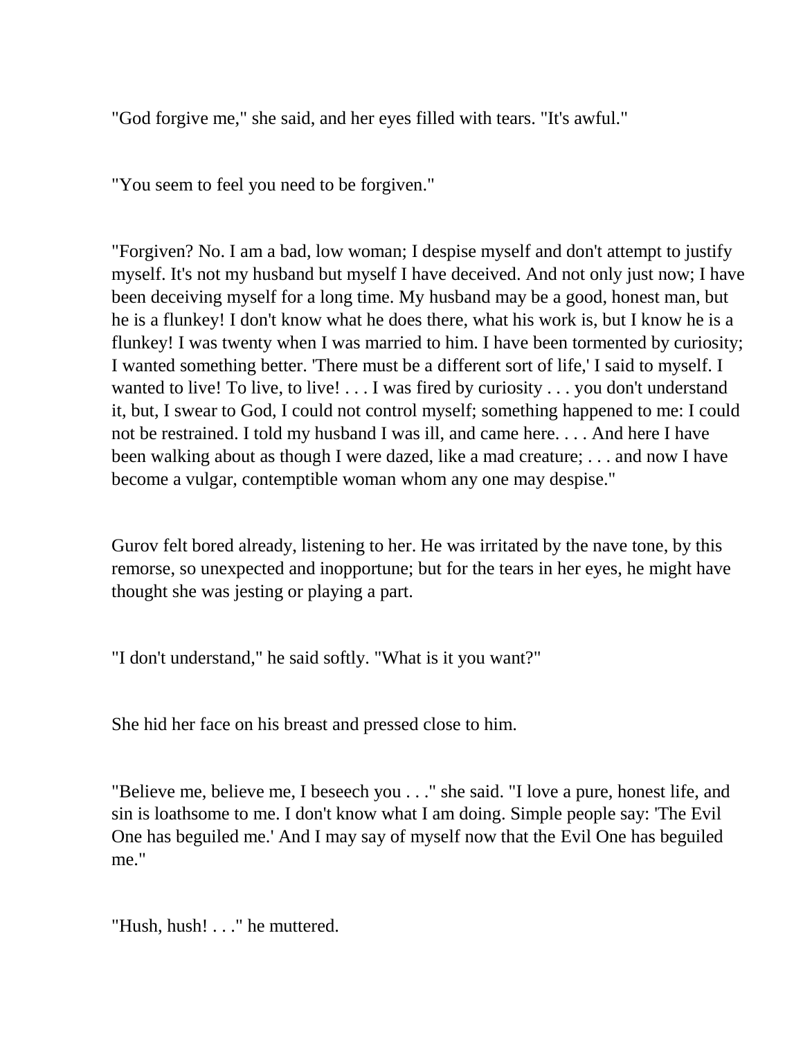"God forgive me," she said, and her eyes filled with tears. "It's awful."

"You seem to feel you need to be forgiven."

"Forgiven? No. I am a bad, low woman; I despise myself and don't attempt to justify myself. It's not my husband but myself I have deceived. And not only just now; I have been deceiving myself for a long time. My husband may be a good, honest man, but he is a flunkey! I don't know what he does there, what his work is, but I know he is a flunkey! I was twenty when I was married to him. I have been tormented by curiosity; I wanted something better. 'There must be a different sort of life,' I said to myself. I wanted to live! To live, to live! . . . I was fired by curiosity . . . you don't understand it, but, I swear to God, I could not control myself; something happened to me: I could not be restrained. I told my husband I was ill, and came here. . . . And here I have been walking about as though I were dazed, like a mad creature; . . . and now I have become a vulgar, contemptible woman whom any one may despise."

Gurov felt bored already, listening to her. He was irritated by the nave tone, by this remorse, so unexpected and inopportune; but for the tears in her eyes, he might have thought she was jesting or playing a part.

"I don't understand," he said softly. "What is it you want?"

She hid her face on his breast and pressed close to him.

"Believe me, believe me, I beseech you . . ." she said. "I love a pure, honest life, and sin is loathsome to me. I don't know what I am doing. Simple people say: 'The Evil One has beguiled me.' And I may say of myself now that the Evil One has beguiled me."

"Hush, hush! . . ." he muttered.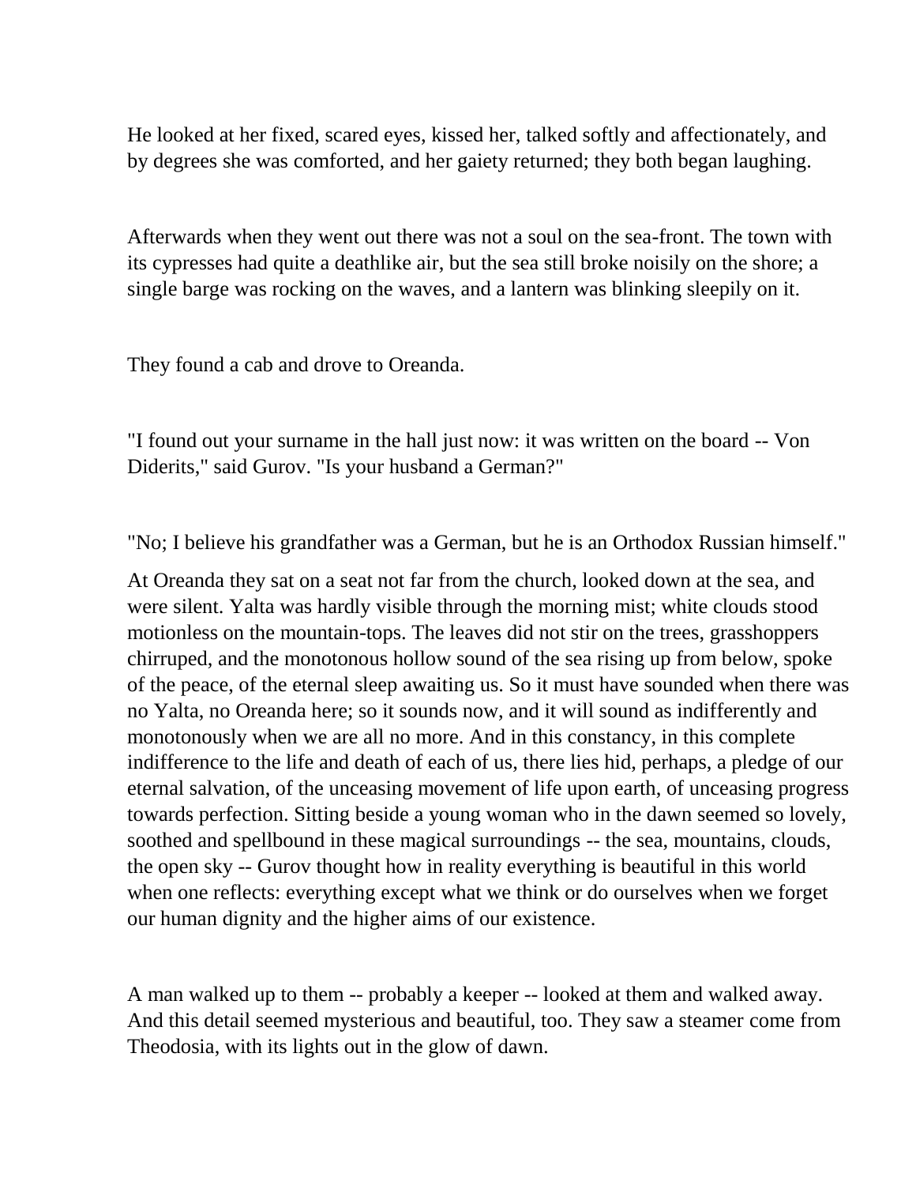He looked at her fixed, scared eyes, kissed her, talked softly and affectionately, and by degrees she was comforted, and her gaiety returned; they both began laughing.

Afterwards when they went out there was not a soul on the sea-front. The town with its cypresses had quite a deathlike air, but the sea still broke noisily on the shore; a single barge was rocking on the waves, and a lantern was blinking sleepily on it.

They found a cab and drove to Oreanda.

"I found out your surname in the hall just now: it was written on the board -- Von Diderits," said Gurov. "Is your husband a German?"

"No; I believe his grandfather was a German, but he is an Orthodox Russian himself."

At Oreanda they sat on a seat not far from the church, looked down at the sea, and were silent. Yalta was hardly visible through the morning mist; white clouds stood motionless on the mountain-tops. The leaves did not stir on the trees, grasshoppers chirruped, and the monotonous hollow sound of the sea rising up from below, spoke of the peace, of the eternal sleep awaiting us. So it must have sounded when there was no Yalta, no Oreanda here; so it sounds now, and it will sound as indifferently and monotonously when we are all no more. And in this constancy, in this complete indifference to the life and death of each of us, there lies hid, perhaps, a pledge of our eternal salvation, of the unceasing movement of life upon earth, of unceasing progress towards perfection. Sitting beside a young woman who in the dawn seemed so lovely, soothed and spellbound in these magical surroundings -- the sea, mountains, clouds, the open sky -- Gurov thought how in reality everything is beautiful in this world when one reflects: everything except what we think or do ourselves when we forget our human dignity and the higher aims of our existence.

A man walked up to them -- probably a keeper -- looked at them and walked away. And this detail seemed mysterious and beautiful, too. They saw a steamer come from Theodosia, with its lights out in the glow of dawn.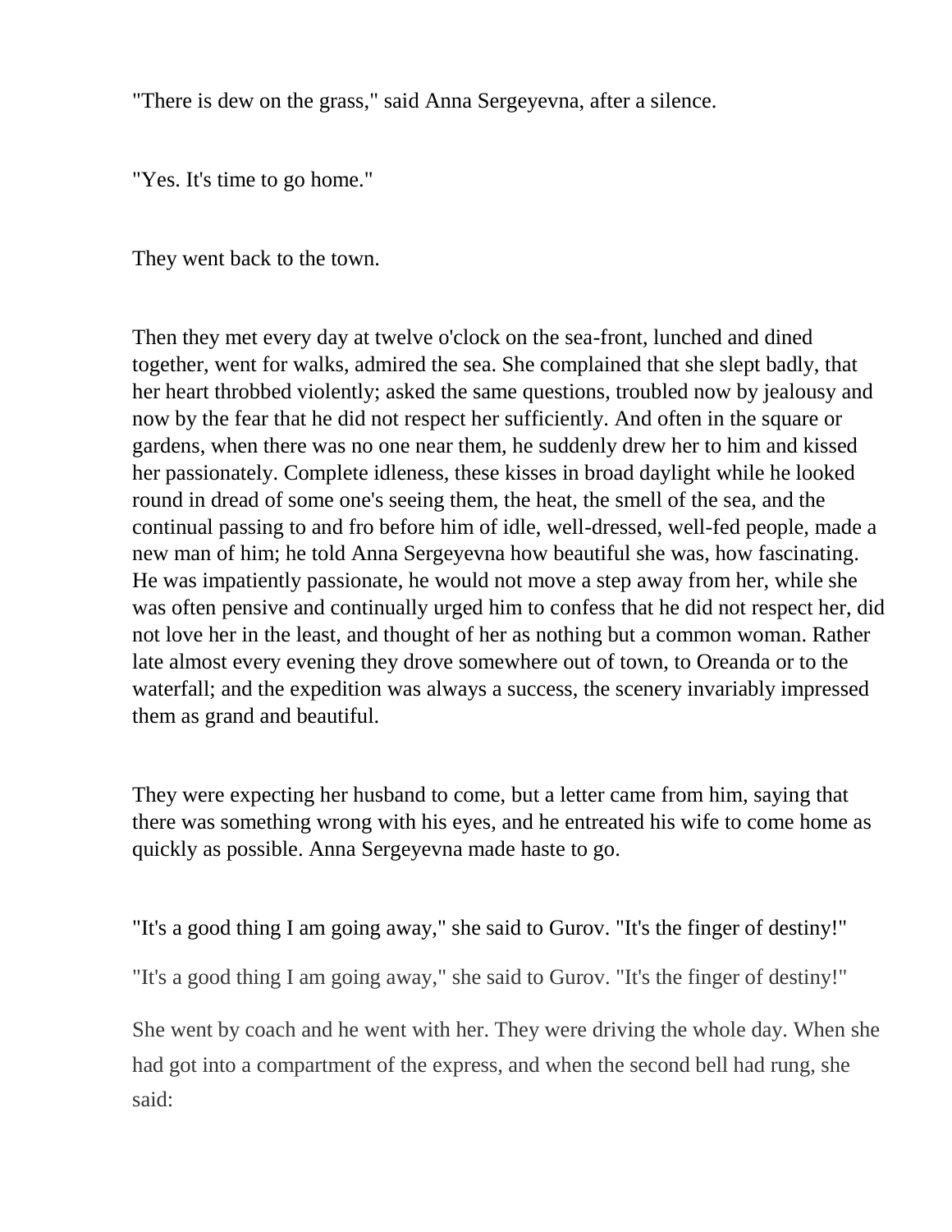"There is dew on the grass," said Anna Sergeyevna, after a silence.

"Yes. It's time to go home."

They went back to the town.

Then they met every day at twelve o'clock on the sea-front, lunched and dined together, went for walks, admired the sea. She complained that she slept badly, that her heart throbbed violently; asked the same questions, troubled now by jealousy and now by the fear that he did not respect her sufficiently. And often in the square or gardens, when there was no one near them, he suddenly drew her to him and kissed her passionately. Complete idleness, these kisses in broad daylight while he looked round in dread of some one's seeing them, the heat, the smell of the sea, and the continual passing to and fro before him of idle, well-dressed, well-fed people, made a new man of him; he told Anna Sergeyevna how beautiful she was, how fascinating. He was impatiently passionate, he would not move a step away from her, while she was often pensive and continually urged him to confess that he did not respect her, did not love her in the least, and thought of her as nothing but a common woman. Rather late almost every evening they drove somewhere out of town, to Oreanda or to the waterfall; and the expedition was always a success, the scenery invariably impressed them as grand and beautiful.

They were expecting her husband to come, but a letter came from him, saying that there was something wrong with his eyes, and he entreated his wife to come home as quickly as possible. Anna Sergeyevna made haste to go.

"It's a good thing I am going away," she said to Gurov. "It's the finger of destiny!"

"It's a good thing I am going away," she said to Gurov. "It's the finger of destiny!"

She went by coach and he went with her. They were driving the whole day. When she had got into a compartment of the express, and when the second bell had rung, she said: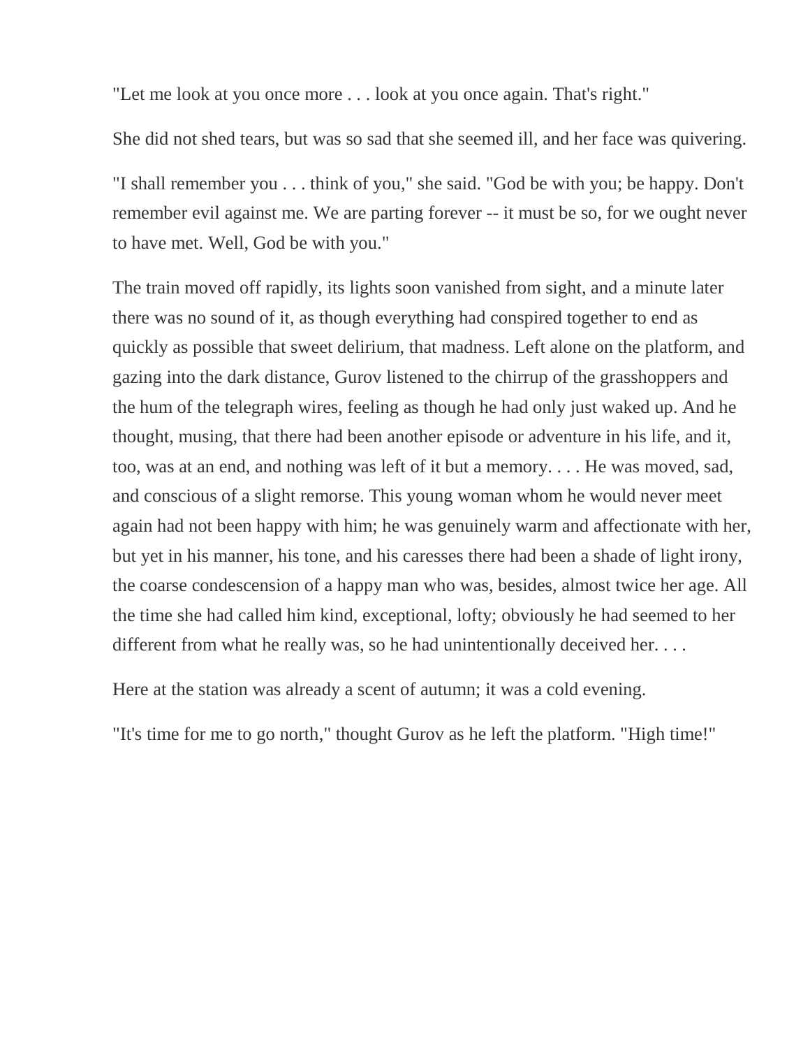"Let me look at you once more . . . look at you once again. That's right."

She did not shed tears, but was so sad that she seemed ill, and her face was quivering.

"I shall remember you . . . think of you," she said. "God be with you; be happy. Don't remember evil against me. We are parting forever -- it must be so, for we ought never to have met. Well, God be with you."

The train moved off rapidly, its lights soon vanished from sight, and a minute later there was no sound of it, as though everything had conspired together to end as quickly as possible that sweet delirium, that madness. Left alone on the platform, and gazing into the dark distance, Gurov listened to the chirrup of the grasshoppers and the hum of the telegraph wires, feeling as though he had only just waked up. And he thought, musing, that there had been another episode or adventure in his life, and it, too, was at an end, and nothing was left of it but a memory. . . . He was moved, sad, and conscious of a slight remorse. This young woman whom he would never meet again had not been happy with him; he was genuinely warm and affectionate with her, but yet in his manner, his tone, and his caresses there had been a shade of light irony, the coarse condescension of a happy man who was, besides, almost twice her age. All the time she had called him kind, exceptional, lofty; obviously he had seemed to her different from what he really was, so he had unintentionally deceived her. . . .

Here at the station was already a scent of autumn; it was a cold evening.

"It's time for me to go north," thought Gurov as he left the platform. "High time!"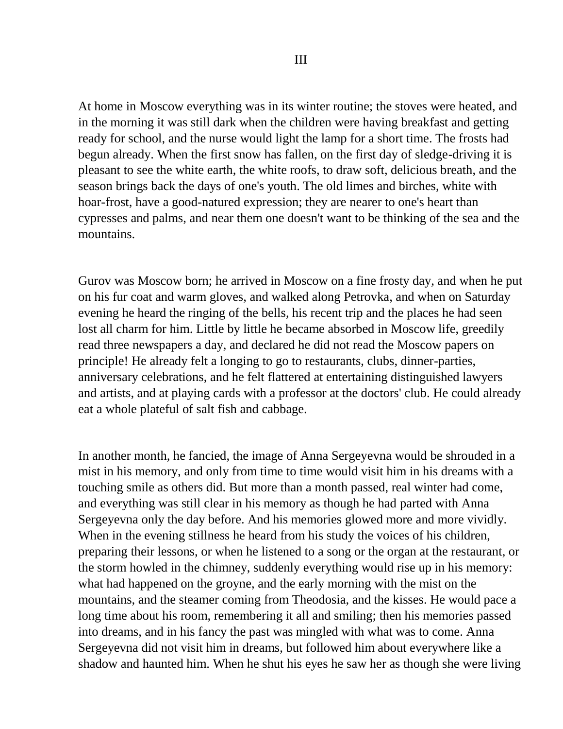## III

At home in Moscow everything was in its winter routine; the stoves were heated, and in the morning it was still dark when the children were having breakfast and getting ready for school, and the nurse would light the lamp for a short time. The frosts had begun already. When the first snow has fallen, on the first day of sledge-driving it is pleasant to see the white earth, the white roofs, to draw soft, delicious breath, and the season brings back the days of one's youth. The old limes and birches, white with hoar-frost, have a good-natured expression; they are nearer to one's heart than cypresses and palms, and near them one doesn't want to be thinking of the sea and the mountains.

Gurov was Moscow born; he arrived in Moscow on a fine frosty day, and when he put on his fur coat and warm gloves, and walked along Petrovka, and when on Saturday evening he heard the ringing of the bells, his recent trip and the places he had seen lost all charm for him. Little by little he became absorbed in Moscow life, greedily read three newspapers a day, and declared he did not read the Moscow papers on principle! He already felt a longing to go to restaurants, clubs, dinner-parties, anniversary celebrations, and he felt flattered at entertaining distinguished lawyers and artists, and at playing cards with a professor at the doctors' club. He could already eat a whole plateful of salt fish and cabbage.

In another month, he fancied, the image of Anna Sergeyevna would be shrouded in a mist in his memory, and only from time to time would visit him in his dreams with a touching smile as others did. But more than a month passed, real winter had come, and everything was still clear in his memory as though he had parted with Anna Sergeyevna only the day before. And his memories glowed more and more vividly. When in the evening stillness he heard from his study the voices of his children, preparing their lessons, or when he listened to a song or the organ at the restaurant, or the storm howled in the chimney, suddenly everything would rise up in his memory: what had happened on the groyne, and the early morning with the mist on the mountains, and the steamer coming from Theodosia, and the kisses. He would pace a long time about his room, remembering it all and smiling; then his memories passed into dreams, and in his fancy the past was mingled with what was to come. Anna Sergeyevna did not visit him in dreams, but followed him about everywhere like a shadow and haunted him. When he shut his eyes he saw her as though she were living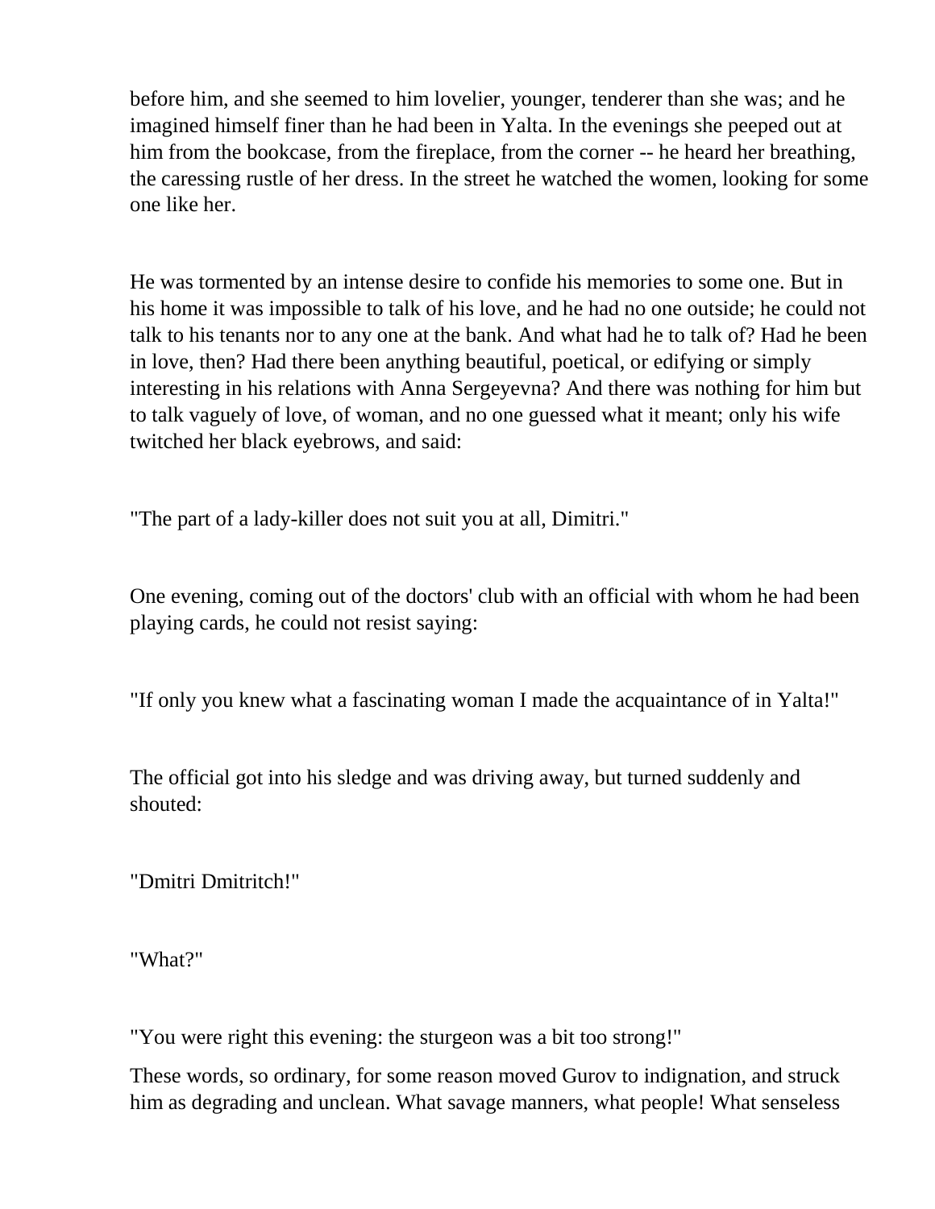before him, and she seemed to him lovelier, younger, tenderer than she was; and he imagined himself finer than he had been in Yalta. In the evenings she peeped out at him from the bookcase, from the fireplace, from the corner -- he heard her breathing, the caressing rustle of her dress. In the street he watched the women, looking for some one like her.

He was tormented by an intense desire to confide his memories to some one. But in his home it was impossible to talk of his love, and he had no one outside; he could not talk to his tenants nor to any one at the bank. And what had he to talk of? Had he been in love, then? Had there been anything beautiful, poetical, or edifying or simply interesting in his relations with Anna Sergeyevna? And there was nothing for him but to talk vaguely of love, of woman, and no one guessed what it meant; only his wife twitched her black eyebrows, and said:

"The part of a lady-killer does not suit you at all, Dimitri."

One evening, coming out of the doctors' club with an official with whom he had been playing cards, he could not resist saying:

"If only you knew what a fascinating woman I made the acquaintance of in Yalta!"

The official got into his sledge and was driving away, but turned suddenly and shouted:

"Dmitri Dmitritch!"

"What?"

"You were right this evening: the sturgeon was a bit too strong!"

These words, so ordinary, for some reason moved Gurov to indignation, and struck him as degrading and unclean. What savage manners, what people! What senseless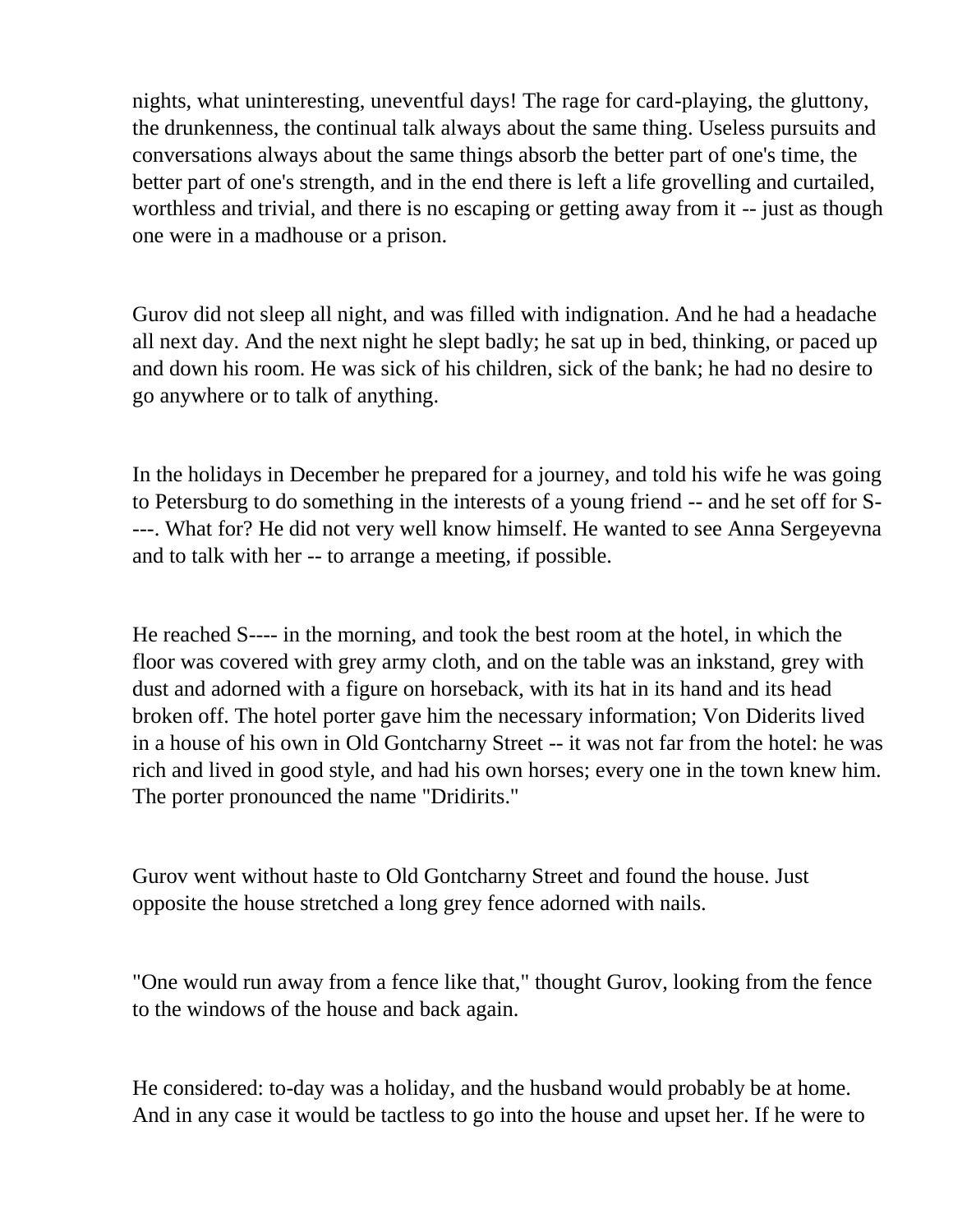nights, what uninteresting, uneventful days! The rage for card-playing, the gluttony, the drunkenness, the continual talk always about the same thing. Useless pursuits and conversations always about the same things absorb the better part of one's time, the better part of one's strength, and in the end there is left a life grovelling and curtailed, worthless and trivial, and there is no escaping or getting away from it -- just as though one were in a madhouse or a prison.

Gurov did not sleep all night, and was filled with indignation. And he had a headache all next day. And the next night he slept badly; he sat up in bed, thinking, or paced up and down his room. He was sick of his children, sick of the bank; he had no desire to go anywhere or to talk of anything.

In the holidays in December he prepared for a journey, and told his wife he was going to Petersburg to do something in the interests of a young friend -- and he set off for S----. What for? He did not very well know himself. He wanted to see Anna Sergeyevna and to talk with her -- to arrange a meeting, if possible.

He reached S---- in the morning, and took the best room at the hotel, in which the floor was covered with grey army cloth, and on the table was an inkstand, grey with dust and adorned with a figure on horseback, with its hat in its hand and its head broken off. The hotel porter gave him the necessary information; Von Diderits lived in a house of his own in Old Gontcharny Street -- it was not far from the hotel: he was rich and lived in good style, and had his own horses; every one in the town knew him. The porter pronounced the name "Dridirits."

Gurov went without haste to Old Gontcharny Street and found the house. Just opposite the house stretched a long grey fence adorned with nails.

"One would run away from a fence like that," thought Gurov, looking from the fence to the windows of the house and back again.

He considered: to-day was a holiday, and the husband would probably be at home. And in any case it would be tactless to go into the house and upset her. If he were to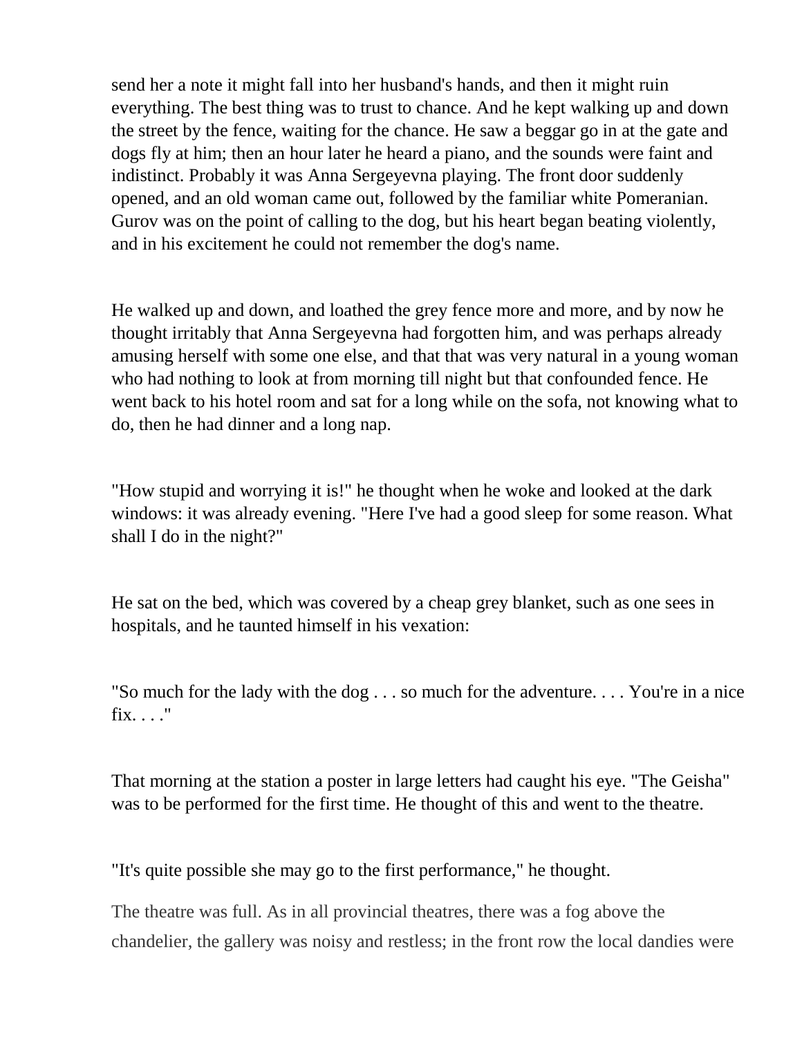send her a note it might fall into her husband's hands, and then it might ruin everything. The best thing was to trust to chance. And he kept walking up and down the street by the fence, waiting for the chance. He saw a beggar go in at the gate and dogs fly at him; then an hour later he heard a piano, and the sounds were faint and indistinct. Probably it was Anna Sergeyevna playing. The front door suddenly opened, and an old woman came out, followed by the familiar white Pomeranian. Gurov was on the point of calling to the dog, but his heart began beating violently, and in his excitement he could not remember the dog's name.

He walked up and down, and loathed the grey fence more and more, and by now he thought irritably that Anna Sergeyevna had forgotten him, and was perhaps already amusing herself with some one else, and that that was very natural in a young woman who had nothing to look at from morning till night but that confounded fence. He went back to his hotel room and sat for a long while on the sofa, not knowing what to do, then he had dinner and a long nap.

"How stupid and worrying it is!" he thought when he woke and looked at the dark windows: it was already evening. "Here I've had a good sleep for some reason. What shall I do in the night?"

He sat on the bed, which was covered by a cheap grey blanket, such as one sees in hospitals, and he taunted himself in his vexation:

"So much for the lady with the dog . . . so much for the adventure. . . . You're in a nice fix. . . ."

That morning at the station a poster in large letters had caught his eye. "The Geisha" was to be performed for the first time. He thought of this and went to the theatre.

"It's quite possible she may go to the first performance," he thought.

The theatre was full. As in all provincial theatres, there was a fog above the chandelier, the gallery was noisy and restless; in the front row the local dandies were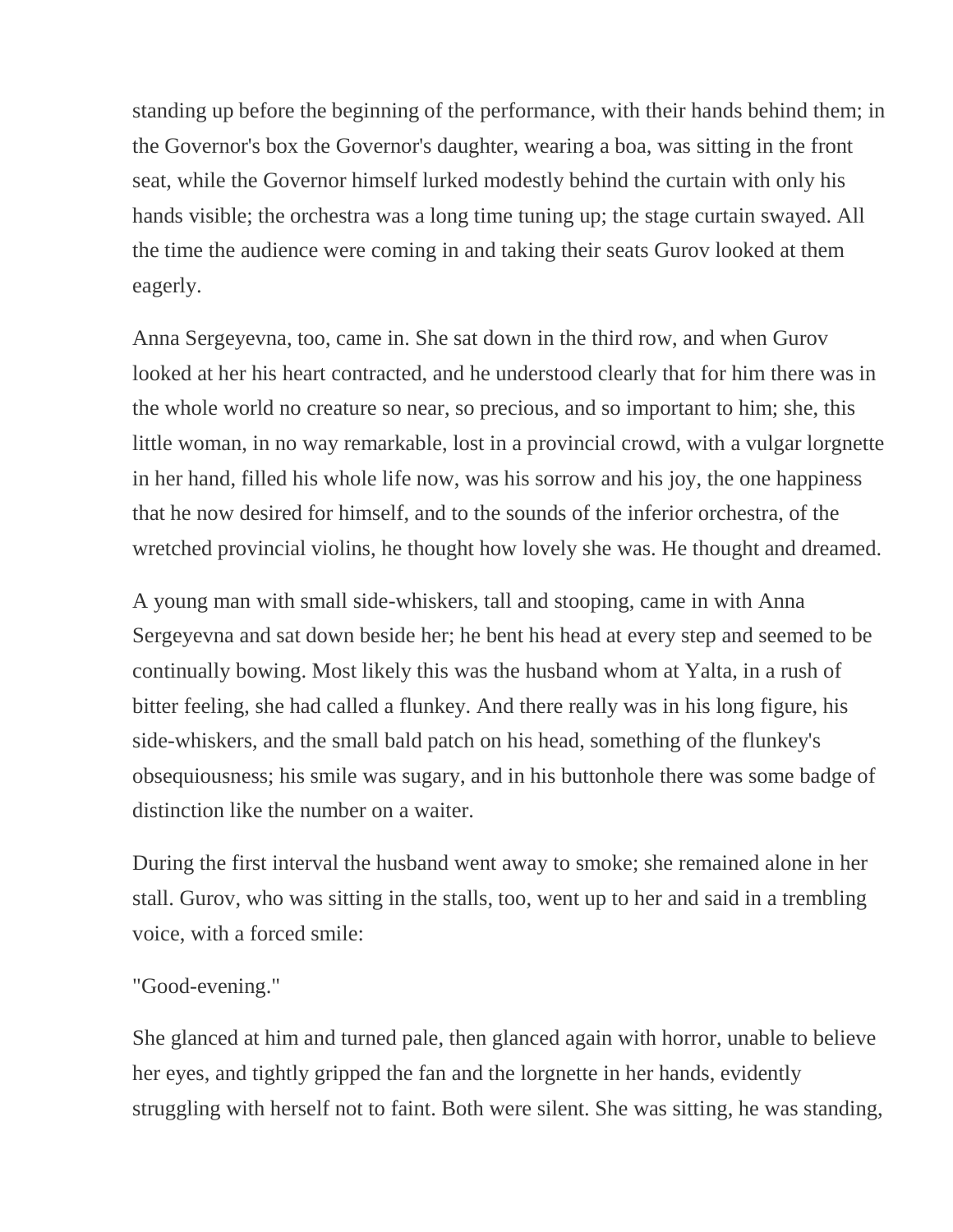standing up before the beginning of the performance, with their hands behind them; in the Governor's box the Governor's daughter, wearing a boa, was sitting in the front seat, while the Governor himself lurked modestly behind the curtain with only his hands visible; the orchestra was a long time tuning up; the stage curtain swayed. All the time the audience were coming in and taking their seats Gurov looked at them eagerly.

Anna Sergeyevna, too, came in. She sat down in the third row, and when Gurov looked at her his heart contracted, and he understood clearly that for him there was in the whole world no creature so near, so precious, and so important to him; she, this little woman, in no way remarkable, lost in a provincial crowd, with a vulgar lorgnette in her hand, filled his whole life now, was his sorrow and his joy, the one happiness that he now desired for himself, and to the sounds of the inferior orchestra, of the wretched provincial violins, he thought how lovely she was. He thought and dreamed.

A young man with small side-whiskers, tall and stooping, came in with Anna Sergeyevna and sat down beside her; he bent his head at every step and seemed to be continually bowing. Most likely this was the husband whom at Yalta, in a rush of bitter feeling, she had called a flunkey. And there really was in his long figure, his side-whiskers, and the small bald patch on his head, something of the flunkey's obsequiousness; his smile was sugary, and in his buttonhole there was some badge of distinction like the number on a waiter.

During the first interval the husband went away to smoke; she remained alone in her stall. Gurov, who was sitting in the stalls, too, went up to her and said in a trembling voice, with a forced smile:

"Good-evening."

She glanced at him and turned pale, then glanced again with horror, unable to believe her eyes, and tightly gripped the fan and the lorgnette in her hands, evidently struggling with herself not to faint. Both were silent. She was sitting, he was standing,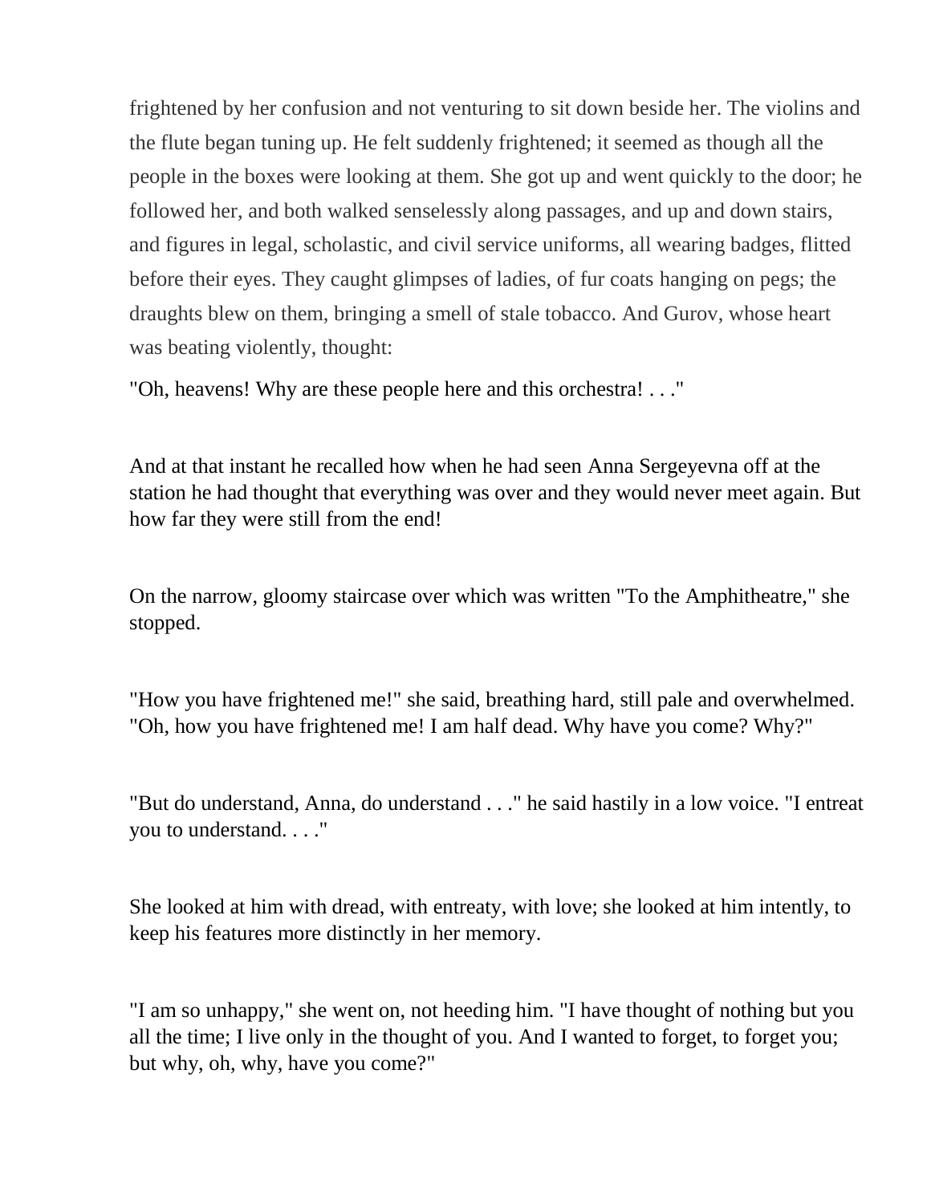frightened by her confusion and not venturing to sit down beside her. The violins and the flute began tuning up. He felt suddenly frightened; it seemed as though all the people in the boxes were looking at them. She got up and went quickly to the door; he followed her, and both walked senselessly along passages, and up and down stairs, and figures in legal, scholastic, and civil service uniforms, all wearing badges, flitted before their eyes. They caught glimpses of ladies, of fur coats hanging on pegs; the draughts blew on them, bringing a smell of stale tobacco. And Gurov, whose heart was beating violently, thought:

"Oh, heavens! Why are these people here and this orchestra! . . ."

And at that instant he recalled how when he had seen Anna Sergeyevna off at the station he had thought that everything was over and they would never meet again. But how far they were still from the end!

On the narrow, gloomy staircase over which was written "To the Amphitheatre," she stopped.

"How you have frightened me!" she said, breathing hard, still pale and overwhelmed. "Oh, how you have frightened me! I am half dead. Why have you come? Why?"

"But do understand, Anna, do understand . . ." he said hastily in a low voice. "I entreat you to understand. . . ."

She looked at him with dread, with entreaty, with love; she looked at him intently, to keep his features more distinctly in her memory.

"I am so unhappy," she went on, not heeding him. "I have thought of nothing but you all the time; I live only in the thought of you. And I wanted to forget, to forget you; but why, oh, why, have you come?"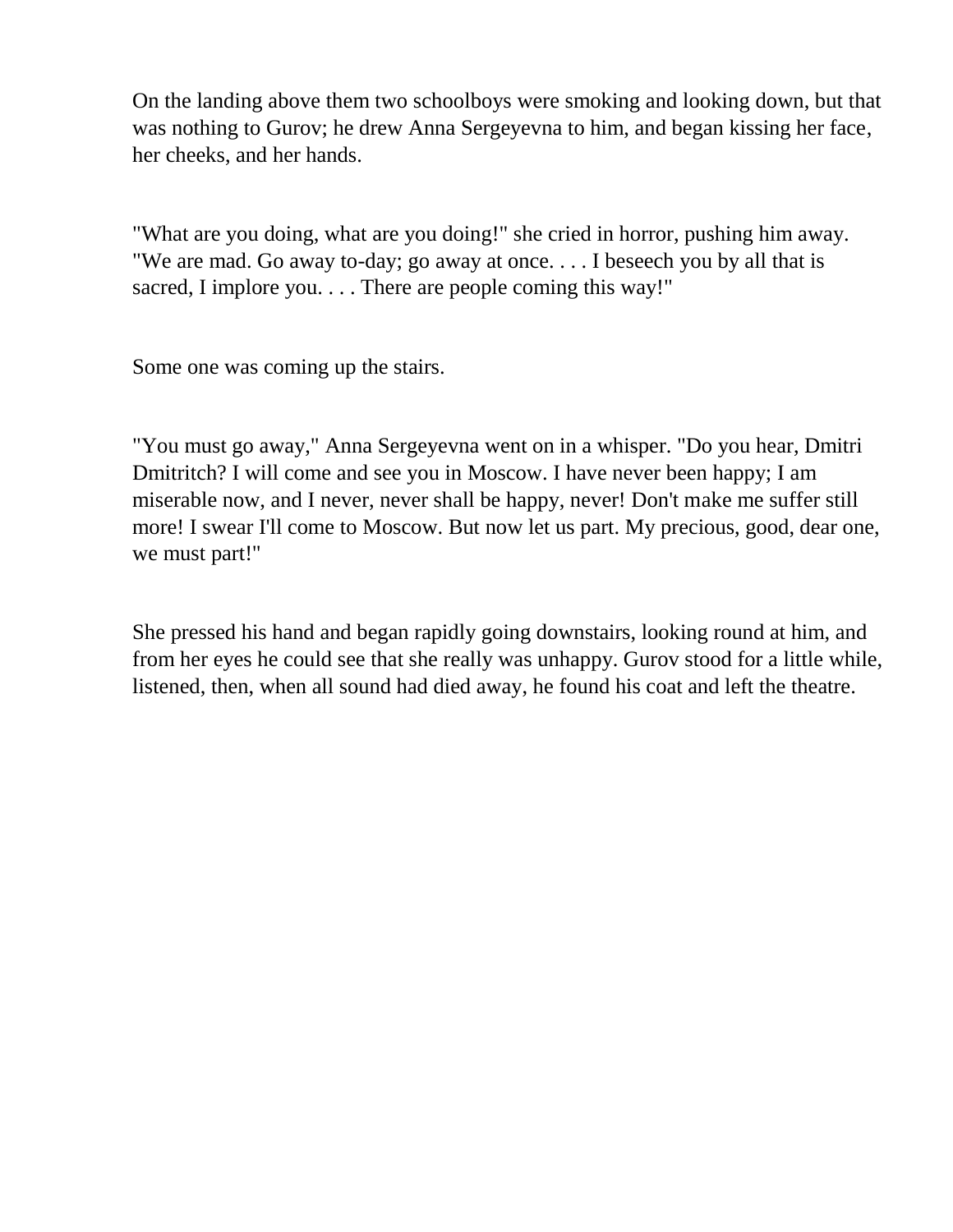On the landing above them two schoolboys were smoking and looking down, but that was nothing to Gurov; he drew Anna Sergeyevna to him, and began kissing her face, her cheeks, and her hands.

"What are you doing, what are you doing!" she cried in horror, pushing him away. "We are mad. Go away to-day; go away at once. . . . I beseech you by all that is sacred, I implore you. . . . There are people coming this way!"

Some one was coming up the stairs.

"You must go away," Anna Sergeyevna went on in a whisper. "Do you hear, Dmitri Dmitritch? I will come and see you in Moscow. I have never been happy; I am miserable now, and I never, never shall be happy, never! Don't make me suffer still more! I swear I'll come to Moscow. But now let us part. My precious, good, dear one, we must part!"

She pressed his hand and began rapidly going downstairs, looking round at him, and from her eyes he could see that she really was unhappy. Gurov stood for a little while, listened, then, when all sound had died away, he found his coat and left the theatre.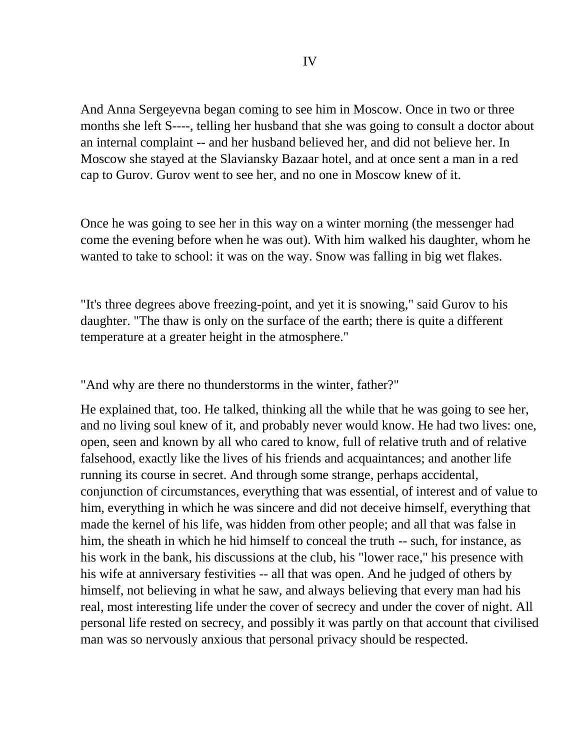## IV

And Anna Sergeyevna began coming to see him in Moscow. Once in two or three months she left S----, telling her husband that she was going to consult a doctor about an internal complaint -- and her husband believed her, and did not believe her. In Moscow she stayed at the Slaviansky Bazaar hotel, and at once sent a man in a red cap to Gurov. Gurov went to see her, and no one in Moscow knew of it.

Once he was going to see her in this way on a winter morning (the messenger had come the evening before when he was out). With him walked his daughter, whom he wanted to take to school: it was on the way. Snow was falling in big wet flakes.

"It's three degrees above freezing-point, and yet it is snowing," said Gurov to his daughter. "The thaw is only on the surface of the earth; there is quite a different temperature at a greater height in the atmosphere."

"And why are there no thunderstorms in the winter, father?"

He explained that, too. He talked, thinking all the while that he was going to see her, and no living soul knew of it, and probably never would know. He had two lives: one, open, seen and known by all who cared to know, full of relative truth and of relative falsehood, exactly like the lives of his friends and acquaintances; and another life running its course in secret. And through some strange, perhaps accidental, conjunction of circumstances, everything that was essential, of interest and of value to him, everything in which he was sincere and did not deceive himself, everything that made the kernel of his life, was hidden from other people; and all that was false in him, the sheath in which he hid himself to conceal the truth -- such, for instance, as his work in the bank, his discussions at the club, his "lower race," his presence with his wife at anniversary festivities -- all that was open. And he judged of others by himself, not believing in what he saw, and always believing that every man had his real, most interesting life under the cover of secrecy and under the cover of night. All personal life rested on secrecy, and possibly it was partly on that account that civilised man was so nervously anxious that personal privacy should be respected.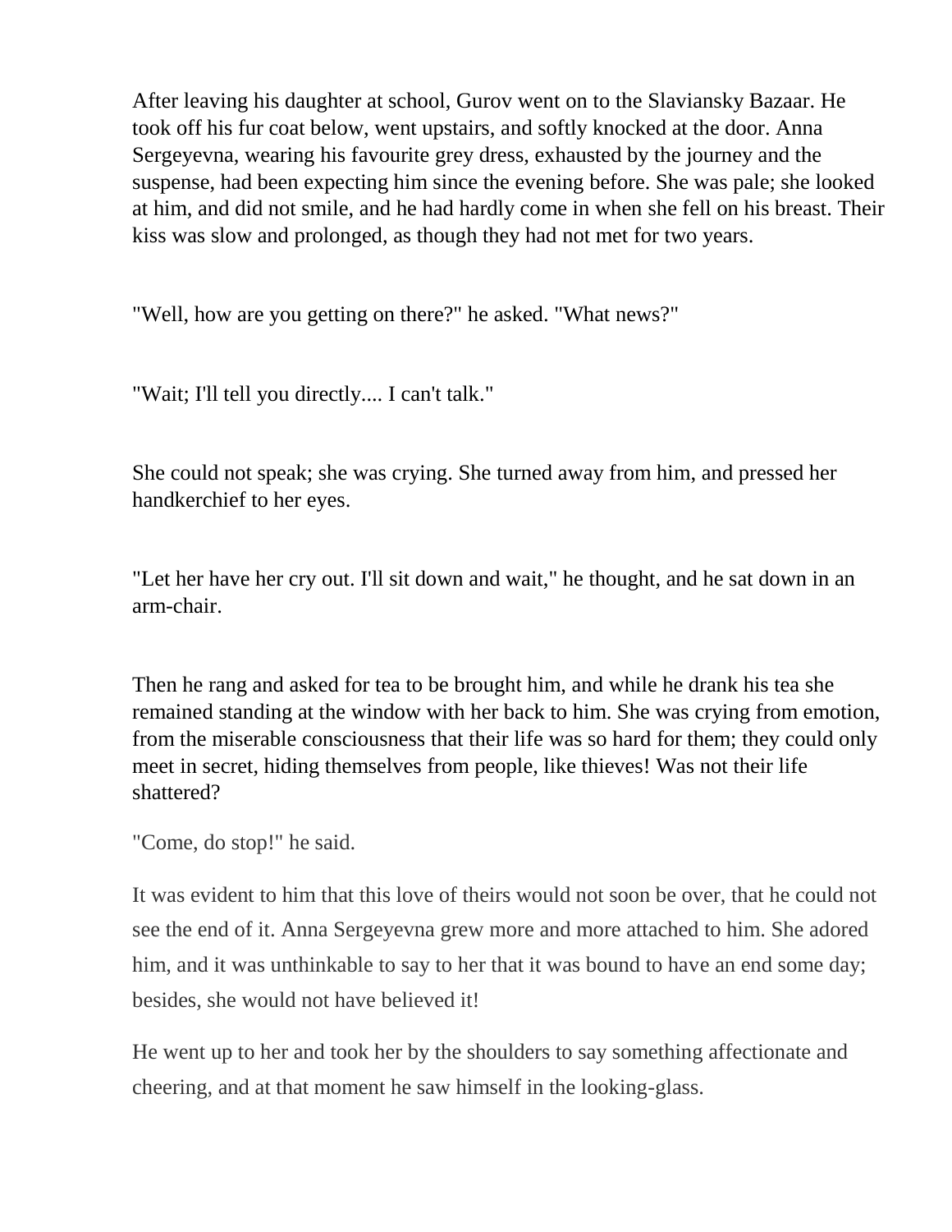After leaving his daughter at school, Gurov went on to the Slaviansky Bazaar. He took off his fur coat below, went upstairs, and softly knocked at the door. Anna Sergeyevna, wearing his favourite grey dress, exhausted by the journey and the suspense, had been expecting him since the evening before. She was pale; she looked at him, and did not smile, and he had hardly come in when she fell on his breast. Their kiss was slow and prolonged, as though they had not met for two years.

"Well, how are you getting on there?" he asked. "What news?"

"Wait; I'll tell you directly.... I can't talk."

She could not speak; she was crying. She turned away from him, and pressed her handkerchief to her eyes.

"Let her have her cry out. I'll sit down and wait," he thought, and he sat down in an arm-chair.

Then he rang and asked for tea to be brought him, and while he drank his tea she remained standing at the window with her back to him. She was crying from emotion, from the miserable consciousness that their life was so hard for them; they could only meet in secret, hiding themselves from people, like thieves! Was not their life shattered?

"Come, do stop!" he said.

It was evident to him that this love of theirs would not soon be over, that he could not see the end of it. Anna Sergeyevna grew more and more attached to him. She adored him, and it was unthinkable to say to her that it was bound to have an end some day; besides, she would not have believed it!

He went up to her and took her by the shoulders to say something affectionate and cheering, and at that moment he saw himself in the looking-glass.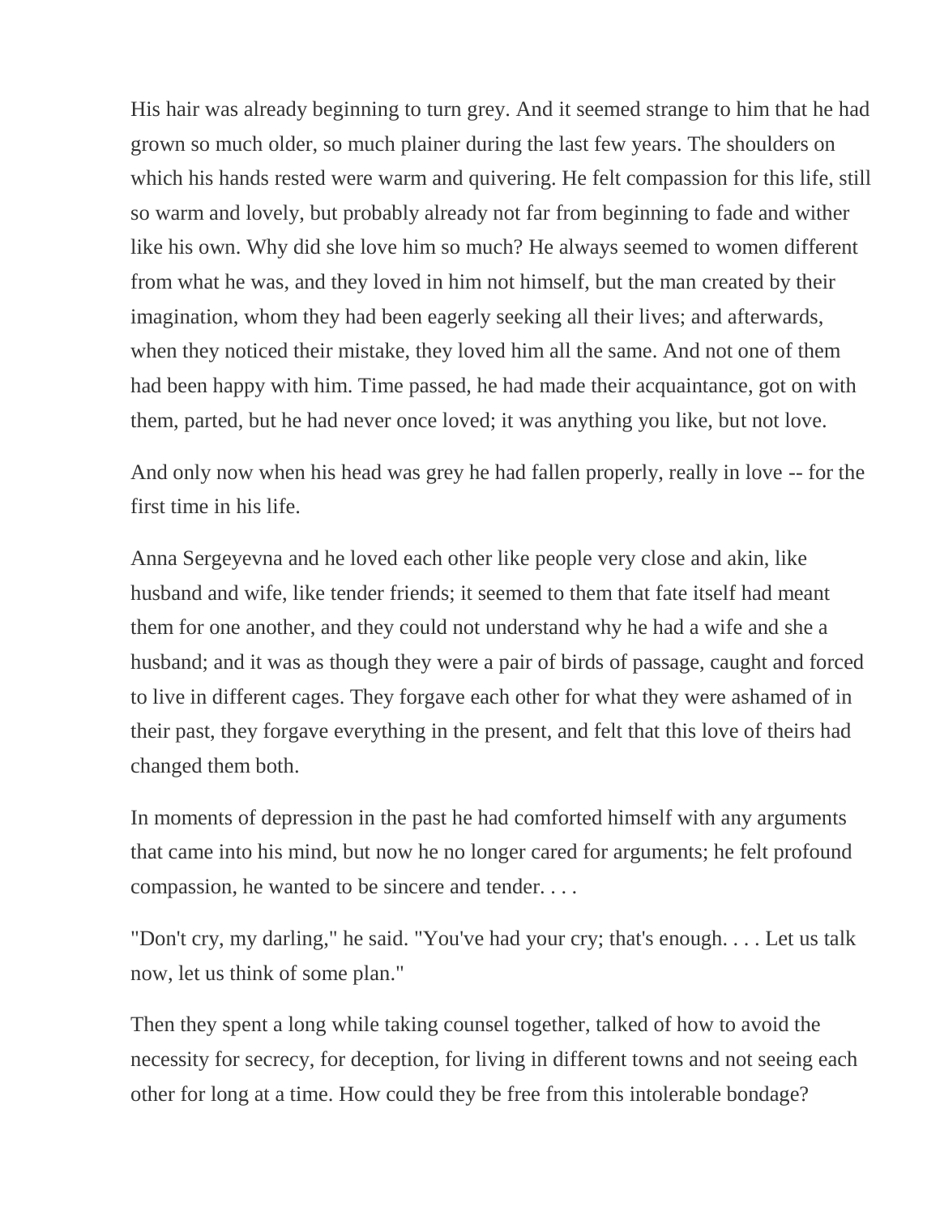His hair was already beginning to turn grey. And it seemed strange to him that he had grown so much older, so much plainer during the last few years. The shoulders on which his hands rested were warm and quivering. He felt compassion for this life, still so warm and lovely, but probably already not far from beginning to fade and wither like his own. Why did she love him so much? He always seemed to women different from what he was, and they loved in him not himself, but the man created by their imagination, whom they had been eagerly seeking all their lives; and afterwards, when they noticed their mistake, they loved him all the same. And not one of them had been happy with him. Time passed, he had made their acquaintance, got on with them, parted, but he had never once loved; it was anything you like, but not love.

And only now when his head was grey he had fallen properly, really in love -- for the first time in his life.

Anna Sergeyevna and he loved each other like people very close and akin, like husband and wife, like tender friends; it seemed to them that fate itself had meant them for one another, and they could not understand why he had a wife and she a husband; and it was as though they were a pair of birds of passage, caught and forced to live in different cages. They forgave each other for what they were ashamed of in their past, they forgave everything in the present, and felt that this love of theirs had changed them both.

In moments of depression in the past he had comforted himself with any arguments that came into his mind, but now he no longer cared for arguments; he felt profound compassion, he wanted to be sincere and tender. . . .

"Don't cry, my darling," he said. "You've had your cry; that's enough. . . . Let us talk now, let us think of some plan."

Then they spent a long while taking counsel together, talked of how to avoid the necessity for secrecy, for deception, for living in different towns and not seeing each other for long at a time. How could they be free from this intolerable bondage?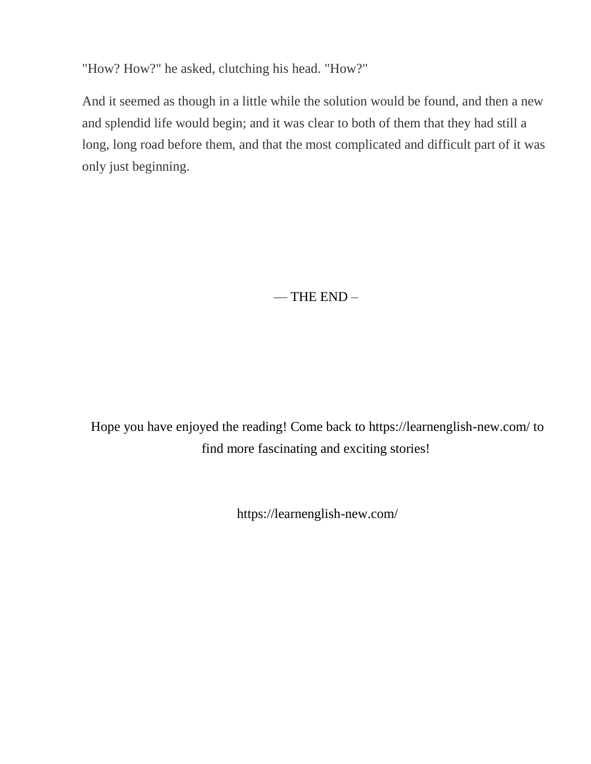"How? How?" he asked, clutching his head. "How?"

And it seemed as though in a little while the solution would be found, and then a new and splendid life would begin; and it was clear to both of them that they had still a long, long road before them, and that the most complicated and difficult part of it was only just beginning.

— THE END –

Hope you have enjoyed the reading! Come back to https://learnenglish-new.com/ to find more fascinating and exciting stories!

https://learnenglish-new.com/